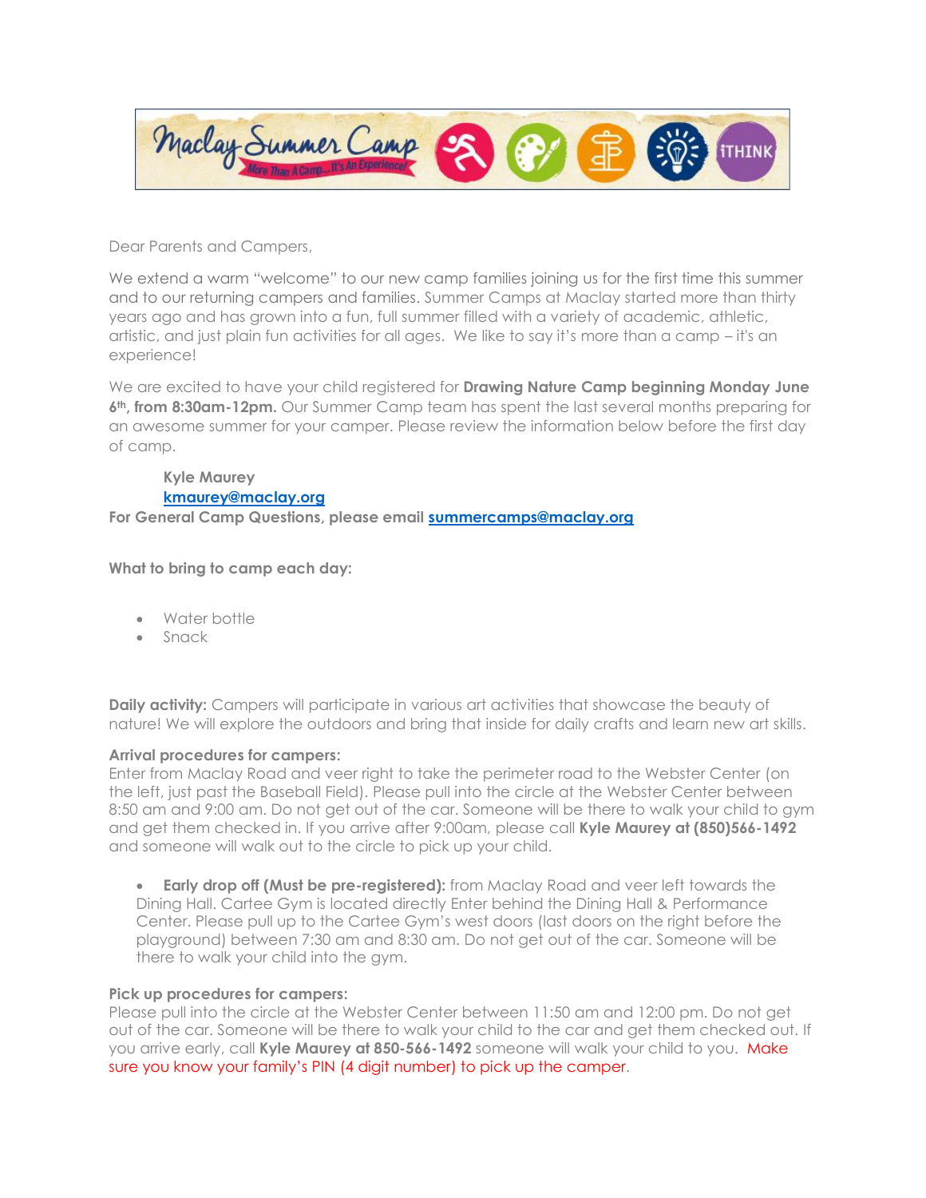Dear Parents and Campers,

We extend a warm "welcome" to our new camp families joining us for the first time this summer and to our returning campers and families. Summer Camps at Maclay started more than thirty years ago and has grown into a fun, full summer filled with a variety of academic, athletic, artistic, and just plain fun activities for all ages. We like to say it's more than a camp – it's an experience!

We are excited to have your child registered for **Drawing Nature Camp beginning Monday June 6th, from 8:30am-12pm.** Our Summer Camp team has spent the last several months preparing for an awesome summer for your camper. Please review the information below before the first day of camp.

**Kyle Maurey**
**kmaurey@maclay.org**
**For General Camp Questions, please email summercamps@maclay.org**

**What to bring to camp each day:**

- Water bottle
- Snack

**Daily activity:** Campers will participate in various art activities that showcase the beauty of nature! We will explore the outdoors and bring that inside for daily crafts and learn new art skills.

**Arrival procedures for campers:**
Enter from Maclay Road and veer right to take the perimeter road to the Webster Center (on the left, just past the Baseball Field). Please pull into the circle at the Webster Center between 8:50 am and 9:00 am. Do not get out of the car. Someone will be there to walk your child to gym and get them checked in. If you arrive after 9:00am, please call **Kyle Maurey at (850)566-1492** and someone will walk out to the circle to pick up your child.

- **Early drop off (Must be pre-registered):** from Maclay Road and veer left towards the Dining Hall. Cartee Gym is located directly Enter behind the Dining Hall & Performance Center. Please pull up to the Cartee Gym's west doors (last doors on the right before the playground) between 7:30 am and 8:30 am. Do not get out of the car. Someone will be there to walk your child into the gym.

**Pick up procedures for campers:**
Please pull into the circle at the Webster Center between 11:50 am and 12:00 pm. Do not get out of the car. Someone will be there to walk your child to the car and get them checked out. If you arrive early, call **Kyle Maurey at 850-566-1492** someone will walk your child to you. Make sure you know your family's PIN (4 digit number) to pick up the camper.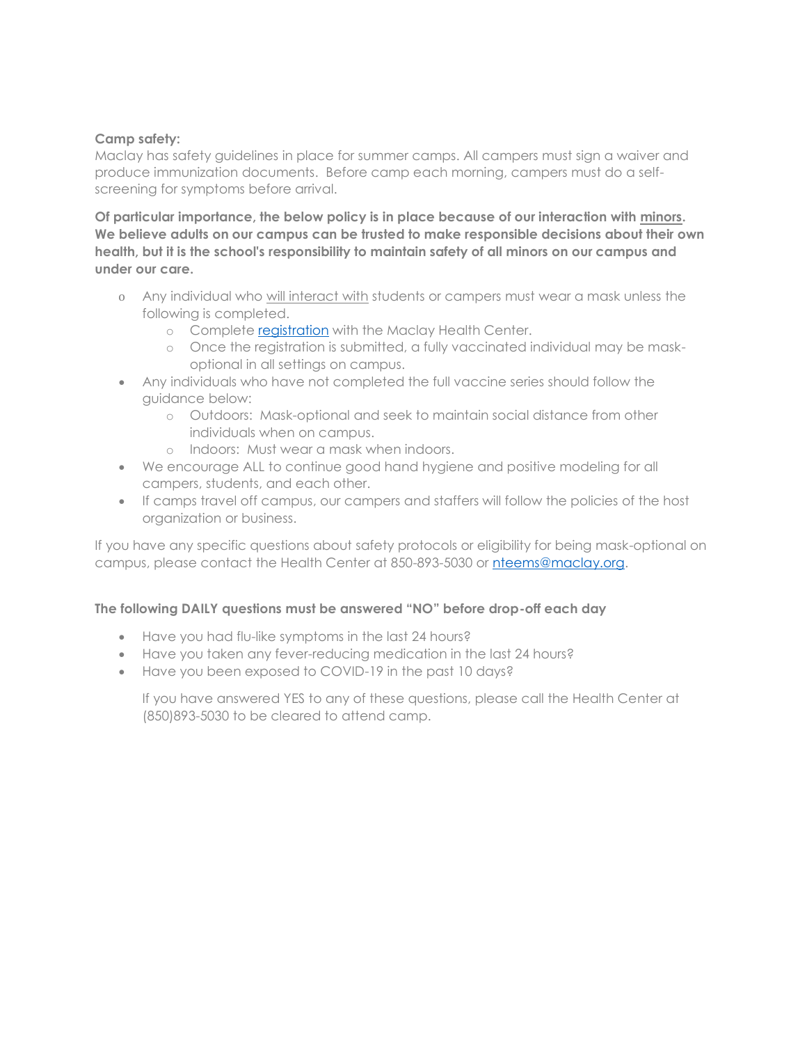**Camp safety:**
Maclay has safety guidelines in place for summer camps. All campers must sign a waiver and produce immunization documents. Before camp each morning, campers must do a self-screening for symptoms before arrival.

**Of particular importance, the below policy is in place because of our interaction with minors. We believe adults on our campus can be trusted to make responsible decisions about their own health, but it is the school's responsibility to maintain safety of all minors on our campus and under our care.**

- Any individual who will interact with students or campers must wear a mask unless the following is completed.
  - Complete registration with the Maclay Health Center.
  - Once the registration is submitted, a fully vaccinated individual may be mask-optional in all settings on campus.
- Any individuals who have not completed the full vaccine series should follow the guidance below:
  - Outdoors: Mask-optional and seek to maintain social distance from other individuals when on campus.
  - Indoors: Must wear a mask when indoors.
- We encourage ALL to continue good hand hygiene and positive modeling for all campers, students, and each other.
- If camps travel off campus, our campers and staffers will follow the policies of the host organization or business.

If you have any specific questions about safety protocols or eligibility for being mask-optional on campus, please contact the Health Center at 850-893-5030 or nteems@maclay.org.

**The following DAILY questions must be answered "NO" before drop-off each day**

- Have you had flu-like symptoms in the last 24 hours?
- Have you taken any fever-reducing medication in the last 24 hours?
- Have you been exposed to COVID-19 in the past 10 days?

If you have answered YES to any of these questions, please call the Health Center at (850)893-5030 to be cleared to attend camp.